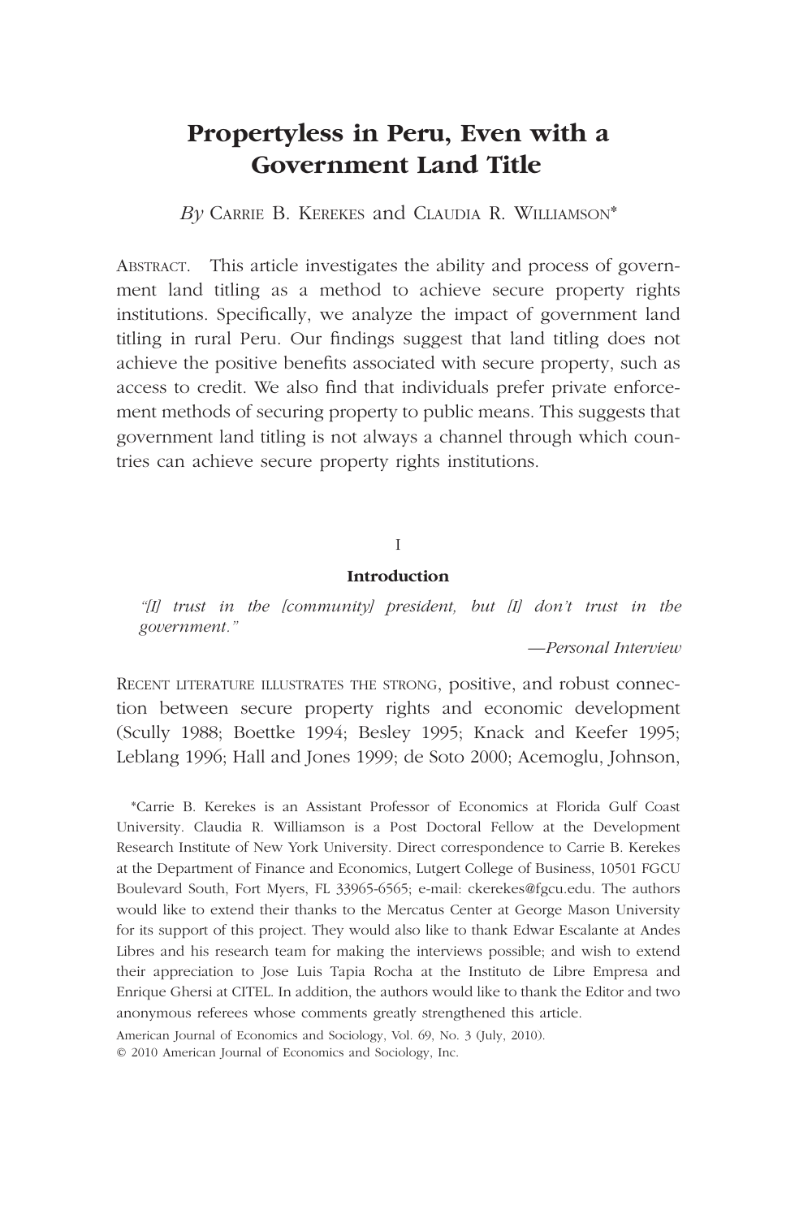# Propertyless in Peru, Even with a Government Land Title

*By* Carrie B. Kerekes and Claudia R. Williamson*

Abstract. This article investigates the ability and process of government land titling as a method to achieve secure property rights institutions. Specifically, we analyze the impact of government land titling in rural Peru. Our findings suggest that land titling does not achieve the positive benefits associated with secure property, such as access to credit. We also find that individuals prefer private enforcement methods of securing property to public means. This suggests that government land titling is not always a channel through which countries can achieve secure property rights institutions.

## I

## Introduction

*"[I] trust in the [community] president, but [I] don't trust in the government."*

*—Personal Interview*

Recent literature illustrates the strong, positive, and robust connection between secure property rights and economic development (Scully 1988; Boettke 1994; Besley 1995; Knack and Keefer 1995; Leblang 1996; Hall and Jones 1999; de Soto 2000; Acemoglu, Johnson,

*Carrie B. Kerekes is an Assistant Professor of Economics at Florida Gulf Coast University. Claudia R. Williamson is a Post Doctoral Fellow at the Development Research Institute of New York University. Direct correspondence to Carrie B. Kerekes at the Department of Finance and Economics, Lutgert College of Business, 10501 FGCU Boulevard South, Fort Myers, FL 33965-6565; e-mail: ckerekes@fgcu.edu. The authors would like to extend their thanks to the Mercatus Center at George Mason University for its support of this project. They would also like to thank Edwar Escalante at Andes Libres and his research team for making the interviews possible; and wish to extend their appreciation to Jose Luis Tapia Rocha at the Instituto de Libre Empresa and Enrique Ghersi at CITEL. In addition, the authors would like to thank the Editor and two anonymous referees whose comments greatly strengthened this article.

American Journal of Economics and Sociology, Vol. 69, No. 3 (July, 2010).
© 2010 American Journal of Economics and Sociology, Inc.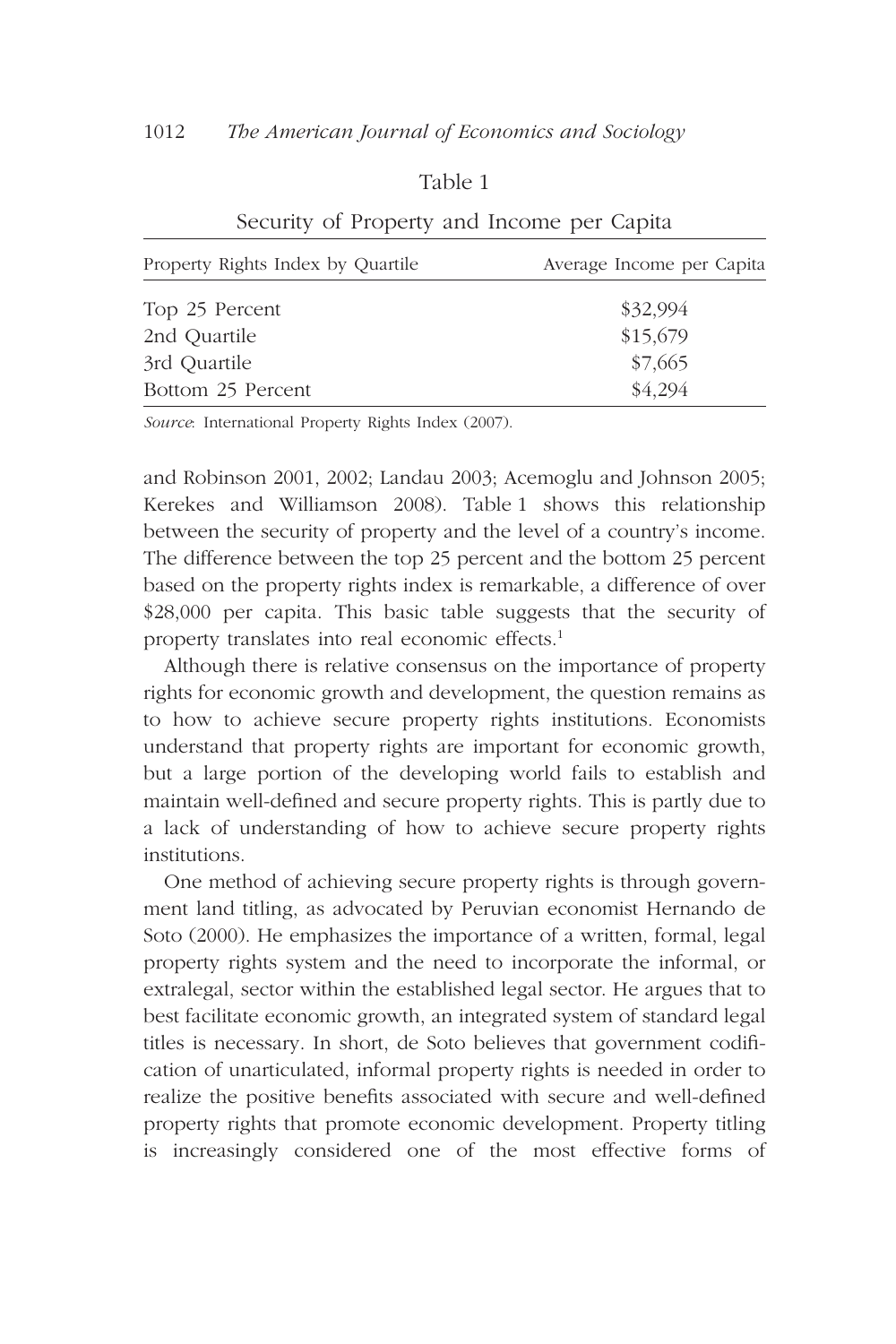Table 1

Security of Property and Income per Capita

| Property Rights Index by Quartile | Average Income per Capita |
|---|---|
| Top 25 Percent | \$32,994 |
| 2nd Quartile | \$15,679 |
| 3rd Quartile | \$7,665 |
| Bottom 25 Percent | \$4,294 |

*Source*: International Property Rights Index (2007).

and Robinson 2001, 2002; Landau 2003; Acemoglu and Johnson 2005; Kerekes and Williamson 2008). Table 1 shows this relationship between the security of property and the level of a country's income. The difference between the top 25 percent and the bottom 25 percent based on the property rights index is remarkable, a difference of over \$28,000 per capita. This basic table suggests that the security of property translates into real economic effects.[1]

Although there is relative consensus on the importance of property rights for economic growth and development, the question remains as to how to achieve secure property rights institutions. Economists understand that property rights are important for economic growth, but a large portion of the developing world fails to establish and maintain well-defined and secure property rights. This is partly due to a lack of understanding of how to achieve secure property rights institutions.

One method of achieving secure property rights is through government land titling, as advocated by Peruvian economist Hernando de Soto (2000). He emphasizes the importance of a written, formal, legal property rights system and the need to incorporate the informal, or extralegal, sector within the established legal sector. He argues that to best facilitate economic growth, an integrated system of standard legal titles is necessary. In short, de Soto believes that government codification of unarticulated, informal property rights is needed in order to realize the positive benefits associated with secure and well-defined property rights that promote economic development. Property titling is increasingly considered one of the most effective forms of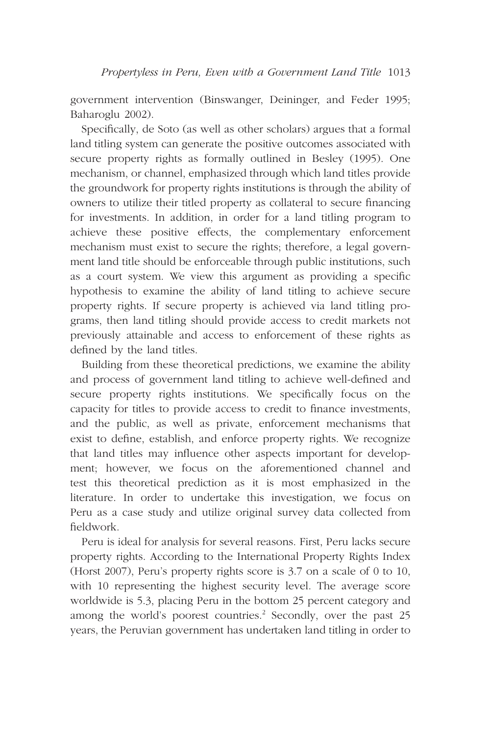government intervention (Binswanger, Deininger, and Feder 1995; Baharoglu 2002).

Specifically, de Soto (as well as other scholars) argues that a formal land titling system can generate the positive outcomes associated with secure property rights as formally outlined in Besley (1995). One mechanism, or channel, emphasized through which land titles provide the groundwork for property rights institutions is through the ability of owners to utilize their titled property as collateral to secure financing for investments. In addition, in order for a land titling program to achieve these positive effects, the complementary enforcement mechanism must exist to secure the rights; therefore, a legal government land title should be enforceable through public institutions, such as a court system. We view this argument as providing a specific hypothesis to examine the ability of land titling to achieve secure property rights. If secure property is achieved via land titling programs, then land titling should provide access to credit markets not previously attainable and access to enforcement of these rights as defined by the land titles.

Building from these theoretical predictions, we examine the ability and process of government land titling to achieve well-defined and secure property rights institutions. We specifically focus on the capacity for titles to provide access to credit to finance investments, and the public, as well as private, enforcement mechanisms that exist to define, establish, and enforce property rights. We recognize that land titles may influence other aspects important for development; however, we focus on the aforementioned channel and test this theoretical prediction as it is most emphasized in the literature. In order to undertake this investigation, we focus on Peru as a case study and utilize original survey data collected from fieldwork.

Peru is ideal for analysis for several reasons. First, Peru lacks secure property rights. According to the International Property Rights Index (Horst 2007), Peru's property rights score is 3.7 on a scale of 0 to 10, with 10 representing the highest security level. The average score worldwide is 5.3, placing Peru in the bottom 25 percent category and among the world's poorest countries.[2] Secondly, over the past 25 years, the Peruvian government has undertaken land titling in order to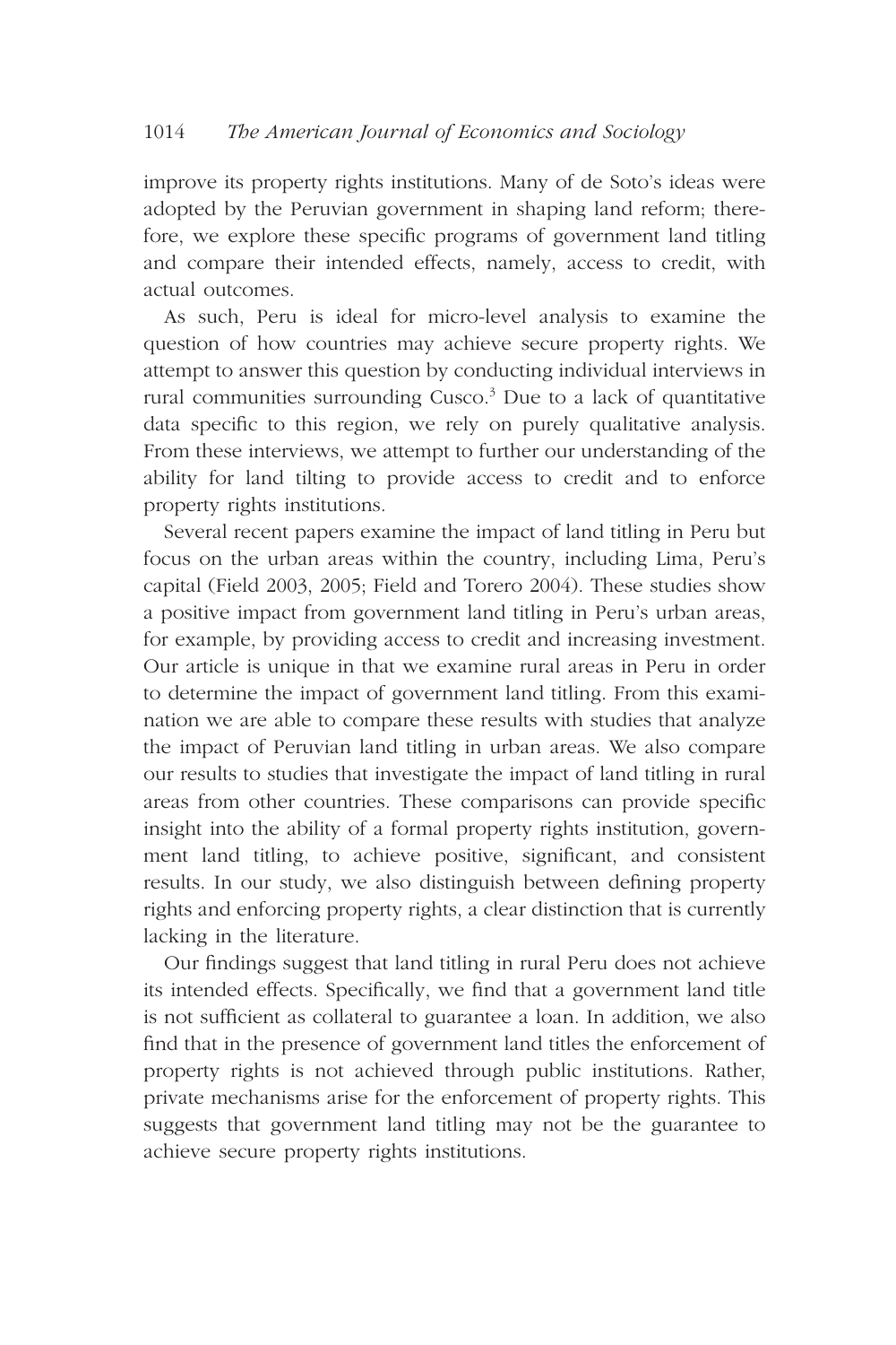improve its property rights institutions. Many of de Soto's ideas were adopted by the Peruvian government in shaping land reform; therefore, we explore these specific programs of government land titling and compare their intended effects, namely, access to credit, with actual outcomes.

As such, Peru is ideal for micro-level analysis to examine the question of how countries may achieve secure property rights. We attempt to answer this question by conducting individual interviews in rural communities surrounding Cusco.[3] Due to a lack of quantitative data specific to this region, we rely on purely qualitative analysis. From these interviews, we attempt to further our understanding of the ability for land tilting to provide access to credit and to enforce property rights institutions.

Several recent papers examine the impact of land titling in Peru but focus on the urban areas within the country, including Lima, Peru's capital (Field 2003, 2005; Field and Torero 2004). These studies show a positive impact from government land titling in Peru's urban areas, for example, by providing access to credit and increasing investment. Our article is unique in that we examine rural areas in Peru in order to determine the impact of government land titling. From this examination we are able to compare these results with studies that analyze the impact of Peruvian land titling in urban areas. We also compare our results to studies that investigate the impact of land titling in rural areas from other countries. These comparisons can provide specific insight into the ability of a formal property rights institution, government land titling, to achieve positive, significant, and consistent results. In our study, we also distinguish between defining property rights and enforcing property rights, a clear distinction that is currently lacking in the literature.

Our findings suggest that land titling in rural Peru does not achieve its intended effects. Specifically, we find that a government land title is not sufficient as collateral to guarantee a loan. In addition, we also find that in the presence of government land titles the enforcement of property rights is not achieved through public institutions. Rather, private mechanisms arise for the enforcement of property rights. This suggests that government land titling may not be the guarantee to achieve secure property rights institutions.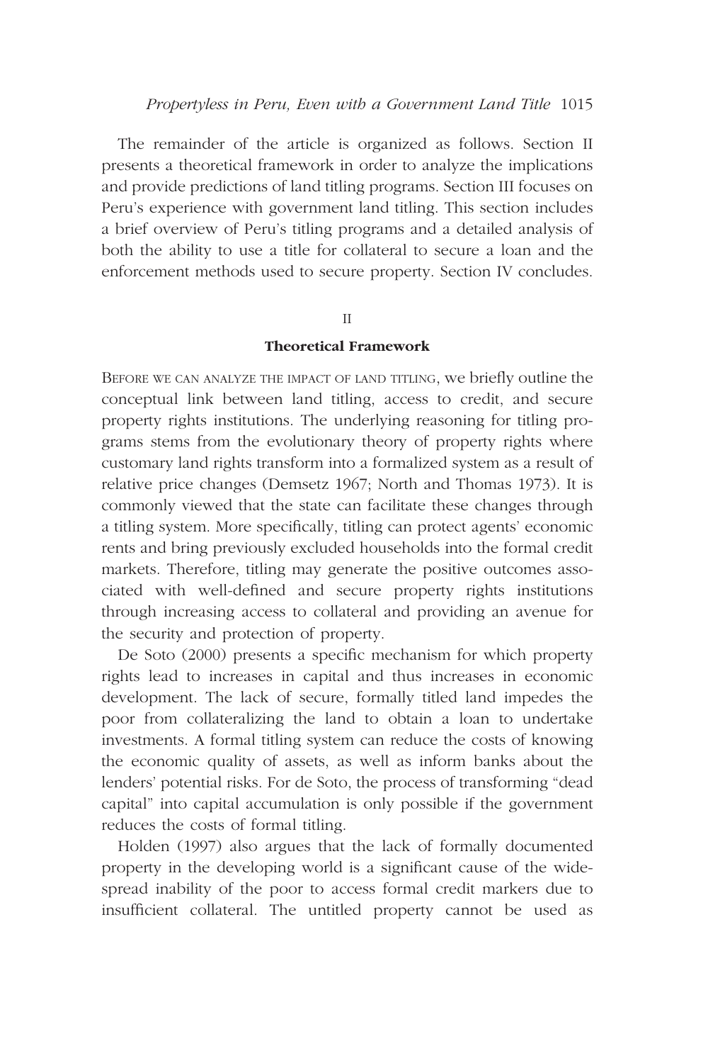The remainder of the article is organized as follows. Section II presents a theoretical framework in order to analyze the implications and provide predictions of land titling programs. Section III focuses on Peru's experience with government land titling. This section includes a brief overview of Peru's titling programs and a detailed analysis of both the ability to use a title for collateral to secure a loan and the enforcement methods used to secure property. Section IV concludes.

## II

## Theoretical Framework

Before we can analyze the impact of land titling, we briefly outline the conceptual link between land titling, access to credit, and secure property rights institutions. The underlying reasoning for titling programs stems from the evolutionary theory of property rights where customary land rights transform into a formalized system as a result of relative price changes (Demsetz 1967; North and Thomas 1973). It is commonly viewed that the state can facilitate these changes through a titling system. More specifically, titling can protect agents' economic rents and bring previously excluded households into the formal credit markets. Therefore, titling may generate the positive outcomes associated with well-defined and secure property rights institutions through increasing access to collateral and providing an avenue for the security and protection of property.

De Soto (2000) presents a specific mechanism for which property rights lead to increases in capital and thus increases in economic development. The lack of secure, formally titled land impedes the poor from collateralizing the land to obtain a loan to undertake investments. A formal titling system can reduce the costs of knowing the economic quality of assets, as well as inform banks about the lenders' potential risks. For de Soto, the process of transforming "dead capital" into capital accumulation is only possible if the government reduces the costs of formal titling.

Holden (1997) also argues that the lack of formally documented property in the developing world is a significant cause of the widespread inability of the poor to access formal credit markers due to insufficient collateral. The untitled property cannot be used as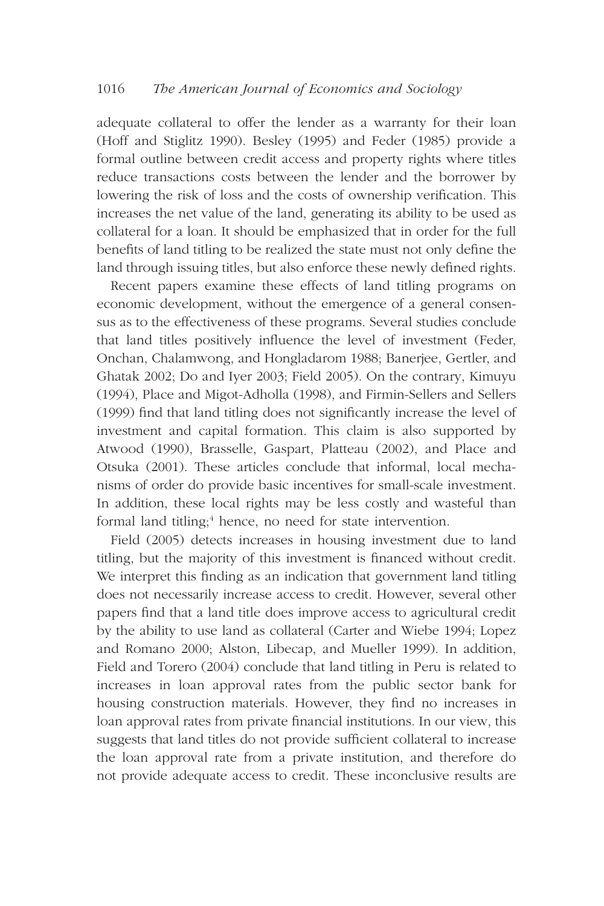adequate collateral to offer the lender as a warranty for their loan (Hoff and Stiglitz 1990). Besley (1995) and Feder (1985) provide a formal outline between credit access and property rights where titles reduce transactions costs between the lender and the borrower by lowering the risk of loss and the costs of ownership verification. This increases the net value of the land, generating its ability to be used as collateral for a loan. It should be emphasized that in order for the full benefits of land titling to be realized the state must not only define the land through issuing titles, but also enforce these newly defined rights.

Recent papers examine these effects of land titling programs on economic development, without the emergence of a general consensus as to the effectiveness of these programs. Several studies conclude that land titles positively influence the level of investment (Feder, Onchan, Chalamwong, and Hongladarom 1988; Banerjee, Gertler, and Ghatak 2002; Do and Iyer 2003; Field 2005). On the contrary, Kimuyu (1994), Place and Migot-Adholla (1998), and Firmin-Sellers and Sellers (1999) find that land titling does not significantly increase the level of investment and capital formation. This claim is also supported by Atwood (1990), Brasselle, Gaspart, Platteau (2002), and Place and Otsuka (2001). These articles conclude that informal, local mechanisms of order do provide basic incentives for small-scale investment. In addition, these local rights may be less costly and wasteful than formal land titling;[4] hence, no need for state intervention.

Field (2005) detects increases in housing investment due to land titling, but the majority of this investment is financed without credit. We interpret this finding as an indication that government land titling does not necessarily increase access to credit. However, several other papers find that a land title does improve access to agricultural credit by the ability to use land as collateral (Carter and Wiebe 1994; Lopez and Romano 2000; Alston, Libecap, and Mueller 1999). In addition, Field and Torero (2004) conclude that land titling in Peru is related to increases in loan approval rates from the public sector bank for housing construction materials. However, they find no increases in loan approval rates from private financial institutions. In our view, this suggests that land titles do not provide sufficient collateral to increase the loan approval rate from a private institution, and therefore do not provide adequate access to credit. These inconclusive results are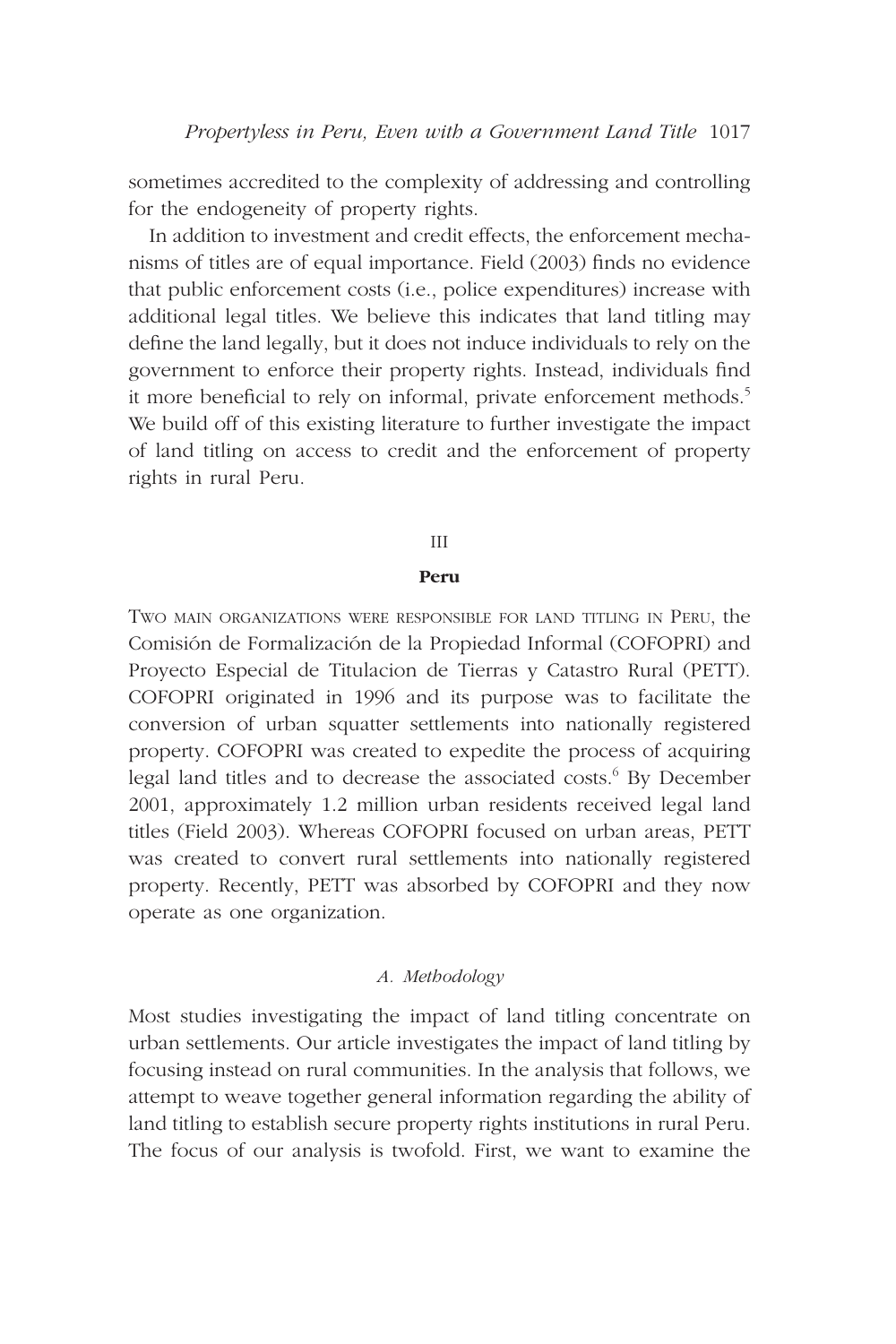sometimes accredited to the complexity of addressing and controlling for the endogeneity of property rights.

In addition to investment and credit effects, the enforcement mechanisms of titles are of equal importance. Field (2003) finds no evidence that public enforcement costs (i.e., police expenditures) increase with additional legal titles. We believe this indicates that land titling may define the land legally, but it does not induce individuals to rely on the government to enforce their property rights. Instead, individuals find it more beneficial to rely on informal, private enforcement methods.[5] We build off of this existing literature to further investigate the impact of land titling on access to credit and the enforcement of property rights in rural Peru.

## III

## Peru

Two main organizations were responsible for land titling in Peru, the Comisión de Formalización de la Propiedad Informal (COFOPRI) and Proyecto Especial de Titulacion de Tierras y Catastro Rural (PETT). COFOPRI originated in 1996 and its purpose was to facilitate the conversion of urban squatter settlements into nationally registered property. COFOPRI was created to expedite the process of acquiring legal land titles and to decrease the associated costs.[6] By December 2001, approximately 1.2 million urban residents received legal land titles (Field 2003). Whereas COFOPRI focused on urban areas, PETT was created to convert rural settlements into nationally registered property. Recently, PETT was absorbed by COFOPRI and they now operate as one organization.

### *A. Methodology*

Most studies investigating the impact of land titling concentrate on urban settlements. Our article investigates the impact of land titling by focusing instead on rural communities. In the analysis that follows, we attempt to weave together general information regarding the ability of land titling to establish secure property rights institutions in rural Peru. The focus of our analysis is twofold. First, we want to examine the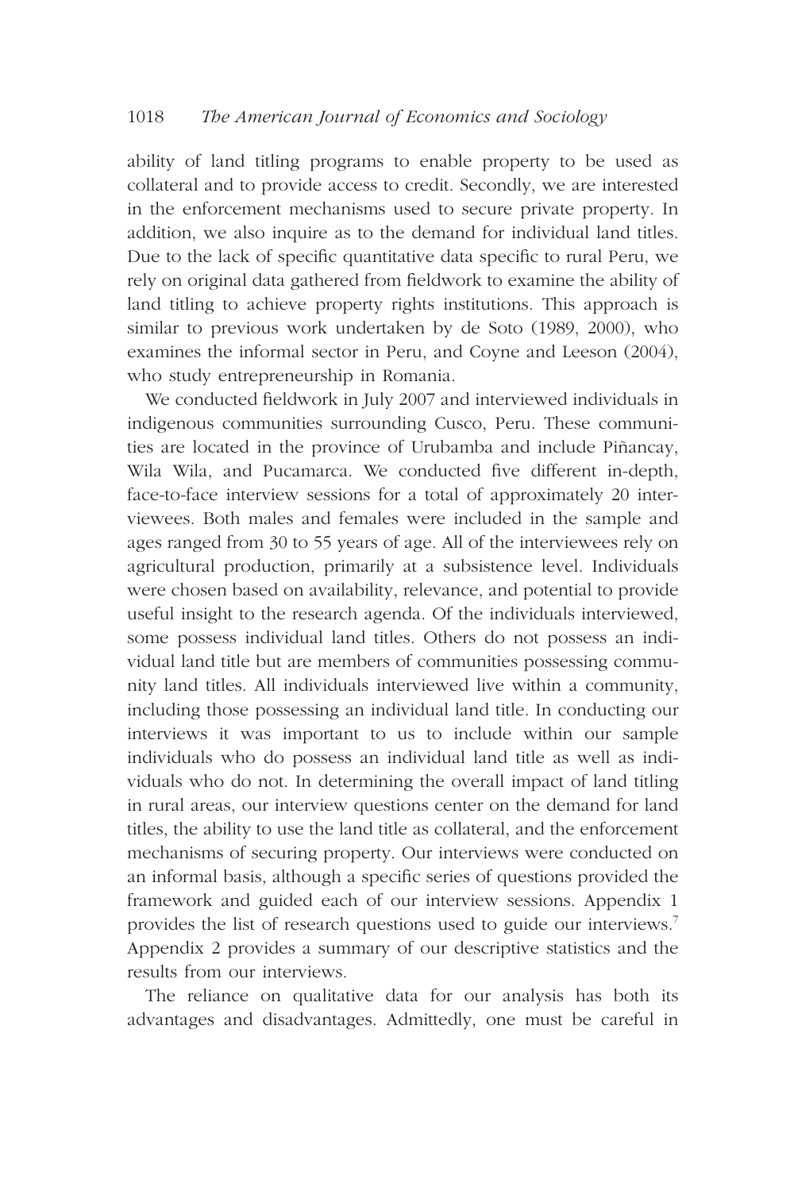ability of land titling programs to enable property to be used as collateral and to provide access to credit. Secondly, we are interested in the enforcement mechanisms used to secure private property. In addition, we also inquire as to the demand for individual land titles. Due to the lack of specific quantitative data specific to rural Peru, we rely on original data gathered from fieldwork to examine the ability of land titling to achieve property rights institutions. This approach is similar to previous work undertaken by de Soto (1989, 2000), who examines the informal sector in Peru, and Coyne and Leeson (2004), who study entrepreneurship in Romania.

We conducted fieldwork in July 2007 and interviewed individuals in indigenous communities surrounding Cusco, Peru. These communities are located in the province of Urubamba and include Piñancay, Wila Wila, and Pucamarca. We conducted five different in-depth, face-to-face interview sessions for a total of approximately 20 interviewees. Both males and females were included in the sample and ages ranged from 30 to 55 years of age. All of the interviewees rely on agricultural production, primarily at a subsistence level. Individuals were chosen based on availability, relevance, and potential to provide useful insight to the research agenda. Of the individuals interviewed, some possess individual land titles. Others do not possess an individual land title but are members of communities possessing community land titles. All individuals interviewed live within a community, including those possessing an individual land title. In conducting our interviews it was important to us to include within our sample individuals who do possess an individual land title as well as individuals who do not. In determining the overall impact of land titling in rural areas, our interview questions center on the demand for land titles, the ability to use the land title as collateral, and the enforcement mechanisms of securing property. Our interviews were conducted on an informal basis, although a specific series of questions provided the framework and guided each of our interview sessions. Appendix 1 provides the list of research questions used to guide our interviews.[7] Appendix 2 provides a summary of our descriptive statistics and the results from our interviews.

The reliance on qualitative data for our analysis has both its advantages and disadvantages. Admittedly, one must be careful in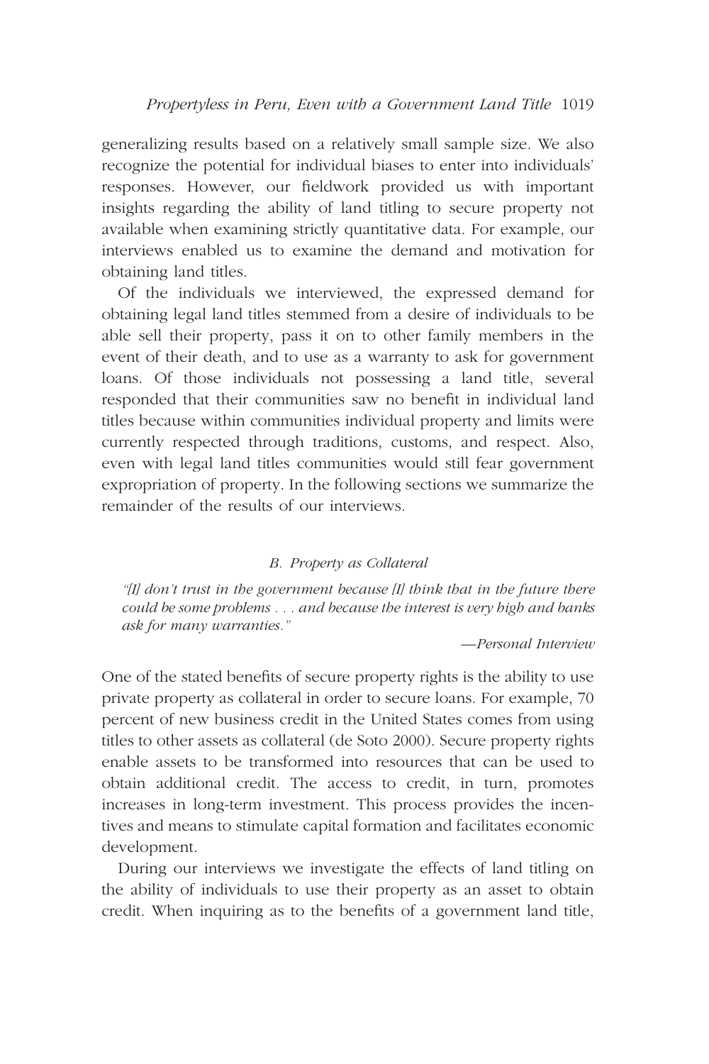generalizing results based on a relatively small sample size. We also recognize the potential for individual biases to enter into individuals' responses. However, our fieldwork provided us with important insights regarding the ability of land titling to secure property not available when examining strictly quantitative data. For example, our interviews enabled us to examine the demand and motivation for obtaining land titles.

Of the individuals we interviewed, the expressed demand for obtaining legal land titles stemmed from a desire of individuals to be able sell their property, pass it on to other family members in the event of their death, and to use as a warranty to ask for government loans. Of those individuals not possessing a land title, several responded that their communities saw no benefit in individual land titles because within communities individual property and limits were currently respected through traditions, customs, and respect. Also, even with legal land titles communities would still fear government expropriation of property. In the following sections we summarize the remainder of the results of our interviews.

### B. Property as Collateral

> *"[I] don't trust in the government because [I] think that in the future there could be some problems . . . and because the interest is very high and banks ask for many warranties."*
>
> —*Personal Interview*

One of the stated benefits of secure property rights is the ability to use private property as collateral in order to secure loans. For example, 70 percent of new business credit in the United States comes from using titles to other assets as collateral (de Soto 2000). Secure property rights enable assets to be transformed into resources that can be used to obtain additional credit. The access to credit, in turn, promotes increases in long-term investment. This process provides the incentives and means to stimulate capital formation and facilitates economic development.

During our interviews we investigate the effects of land titling on the ability of individuals to use their property as an asset to obtain credit. When inquiring as to the benefits of a government land title,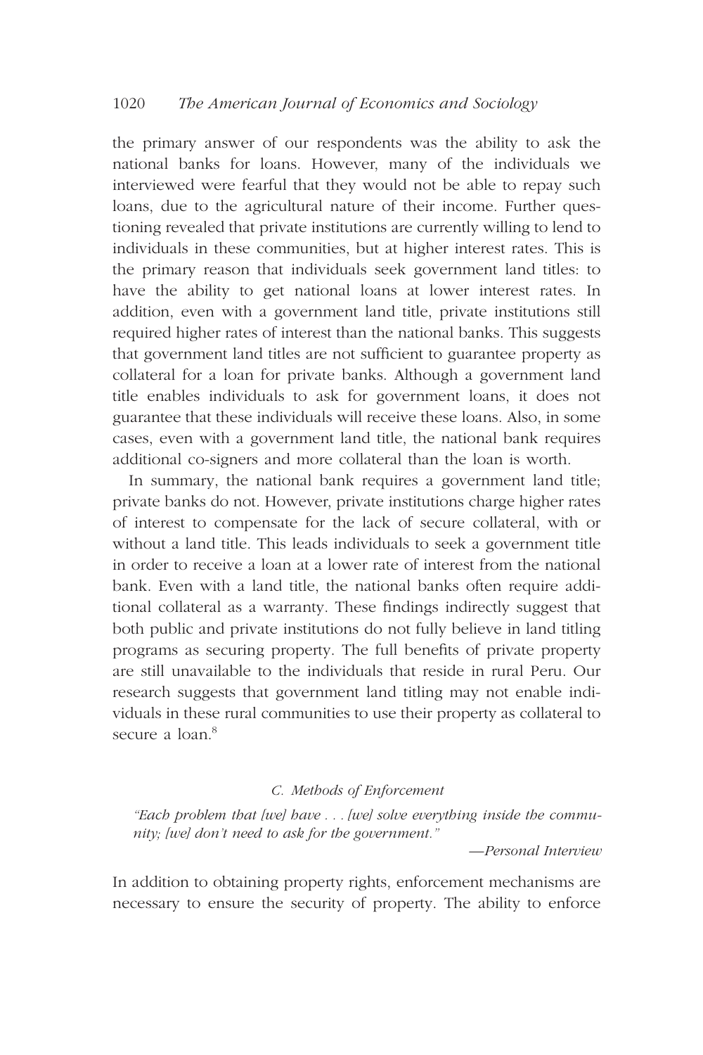the primary answer of our respondents was the ability to ask the national banks for loans. However, many of the individuals we interviewed were fearful that they would not be able to repay such loans, due to the agricultural nature of their income. Further questioning revealed that private institutions are currently willing to lend to individuals in these communities, but at higher interest rates. This is the primary reason that individuals seek government land titles: to have the ability to get national loans at lower interest rates. In addition, even with a government land title, private institutions still required higher rates of interest than the national banks. This suggests that government land titles are not sufficient to guarantee property as collateral for a loan for private banks. Although a government land title enables individuals to ask for government loans, it does not guarantee that these individuals will receive these loans. Also, in some cases, even with a government land title, the national bank requires additional co-signers and more collateral than the loan is worth.

In summary, the national bank requires a government land title; private banks do not. However, private institutions charge higher rates of interest to compensate for the lack of secure collateral, with or without a land title. This leads individuals to seek a government title in order to receive a loan at a lower rate of interest from the national bank. Even with a land title, the national banks often require additional collateral as a warranty. These findings indirectly suggest that both public and private institutions do not fully believe in land titling programs as securing property. The full benefits of private property are still unavailable to the individuals that reside in rural Peru. Our research suggests that government land titling may not enable individuals in these rural communities to use their property as collateral to secure a loan.[8]

### *C. Methods of Enforcement*

*"Each problem that [we] have . . . [we] solve everything inside the community; [we] don't need to ask for the government."*

—*Personal Interview*

In addition to obtaining property rights, enforcement mechanisms are necessary to ensure the security of property. The ability to enforce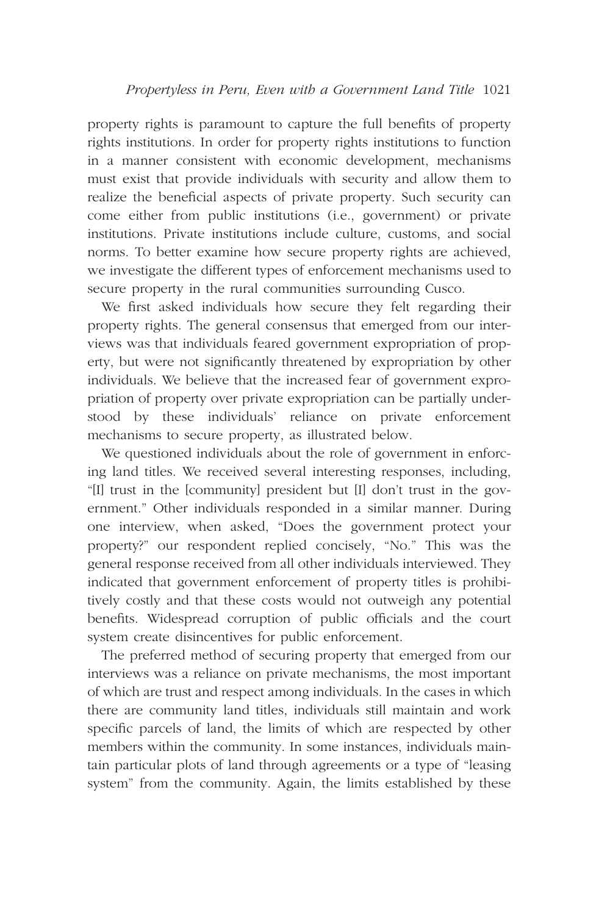property rights is paramount to capture the full benefits of property rights institutions. In order for property rights institutions to function in a manner consistent with economic development, mechanisms must exist that provide individuals with security and allow them to realize the beneficial aspects of private property. Such security can come either from public institutions (i.e., government) or private institutions. Private institutions include culture, customs, and social norms. To better examine how secure property rights are achieved, we investigate the different types of enforcement mechanisms used to secure property in the rural communities surrounding Cusco.

We first asked individuals how secure they felt regarding their property rights. The general consensus that emerged from our interviews was that individuals feared government expropriation of property, but were not significantly threatened by expropriation by other individuals. We believe that the increased fear of government expropriation of property over private expropriation can be partially understood by these individuals' reliance on private enforcement mechanisms to secure property, as illustrated below.

We questioned individuals about the role of government in enforcing land titles. We received several interesting responses, including, "[I] trust in the [community] president but [I] don't trust in the government." Other individuals responded in a similar manner. During one interview, when asked, "Does the government protect your property?" our respondent replied concisely, "No." This was the general response received from all other individuals interviewed. They indicated that government enforcement of property titles is prohibitively costly and that these costs would not outweigh any potential benefits. Widespread corruption of public officials and the court system create disincentives for public enforcement.

The preferred method of securing property that emerged from our interviews was a reliance on private mechanisms, the most important of which are trust and respect among individuals. In the cases in which there are community land titles, individuals still maintain and work specific parcels of land, the limits of which are respected by other members within the community. In some instances, individuals maintain particular plots of land through agreements or a type of "leasing system" from the community. Again, the limits established by these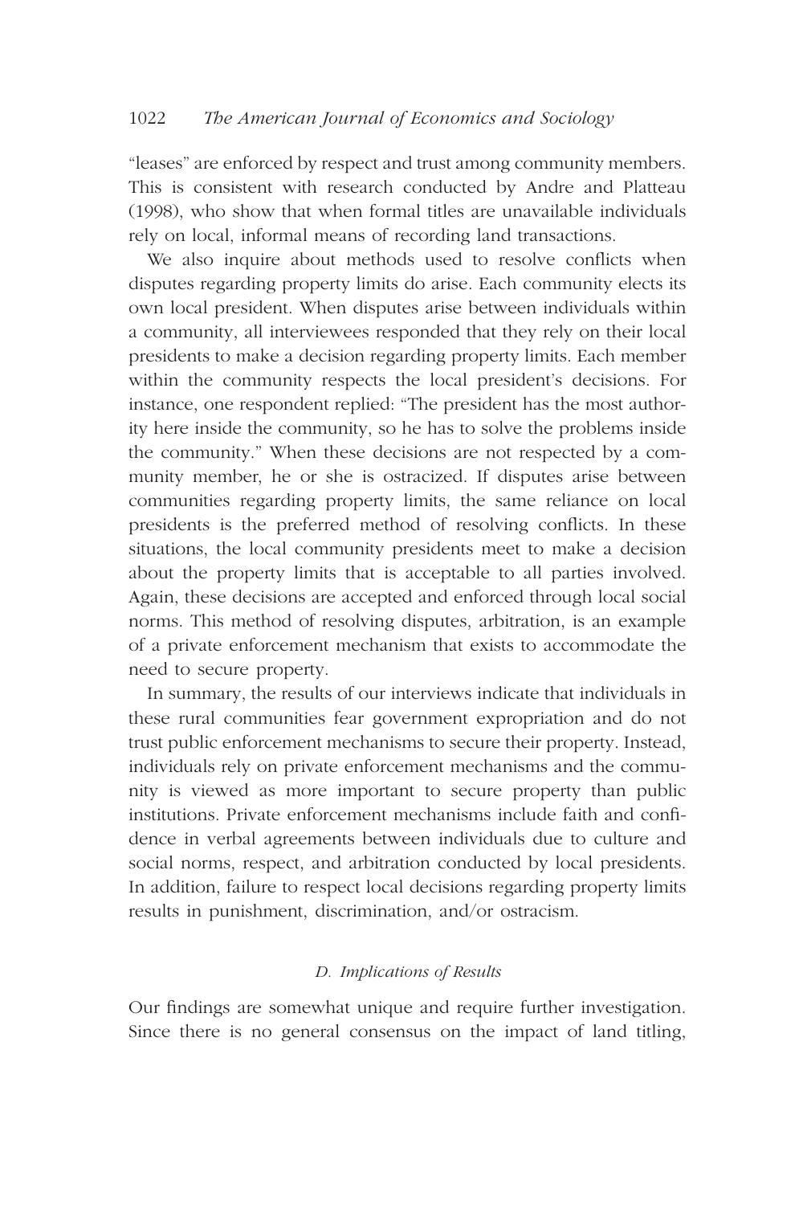"leases" are enforced by respect and trust among community members. This is consistent with research conducted by Andre and Platteau (1998), who show that when formal titles are unavailable individuals rely on local, informal means of recording land transactions.

We also inquire about methods used to resolve conflicts when disputes regarding property limits do arise. Each community elects its own local president. When disputes arise between individuals within a community, all interviewees responded that they rely on their local presidents to make a decision regarding property limits. Each member within the community respects the local president's decisions. For instance, one respondent replied: "The president has the most authority here inside the community, so he has to solve the problems inside the community." When these decisions are not respected by a community member, he or she is ostracized. If disputes arise between communities regarding property limits, the same reliance on local presidents is the preferred method of resolving conflicts. In these situations, the local community presidents meet to make a decision about the property limits that is acceptable to all parties involved. Again, these decisions are accepted and enforced through local social norms. This method of resolving disputes, arbitration, is an example of a private enforcement mechanism that exists to accommodate the need to secure property.

In summary, the results of our interviews indicate that individuals in these rural communities fear government expropriation and do not trust public enforcement mechanisms to secure their property. Instead, individuals rely on private enforcement mechanisms and the community is viewed as more important to secure property than public institutions. Private enforcement mechanisms include faith and confidence in verbal agreements between individuals due to culture and social norms, respect, and arbitration conducted by local presidents. In addition, failure to respect local decisions regarding property limits results in punishment, discrimination, and/or ostracism.

### *D. Implications of Results*

Our findings are somewhat unique and require further investigation. Since there is no general consensus on the impact of land titling,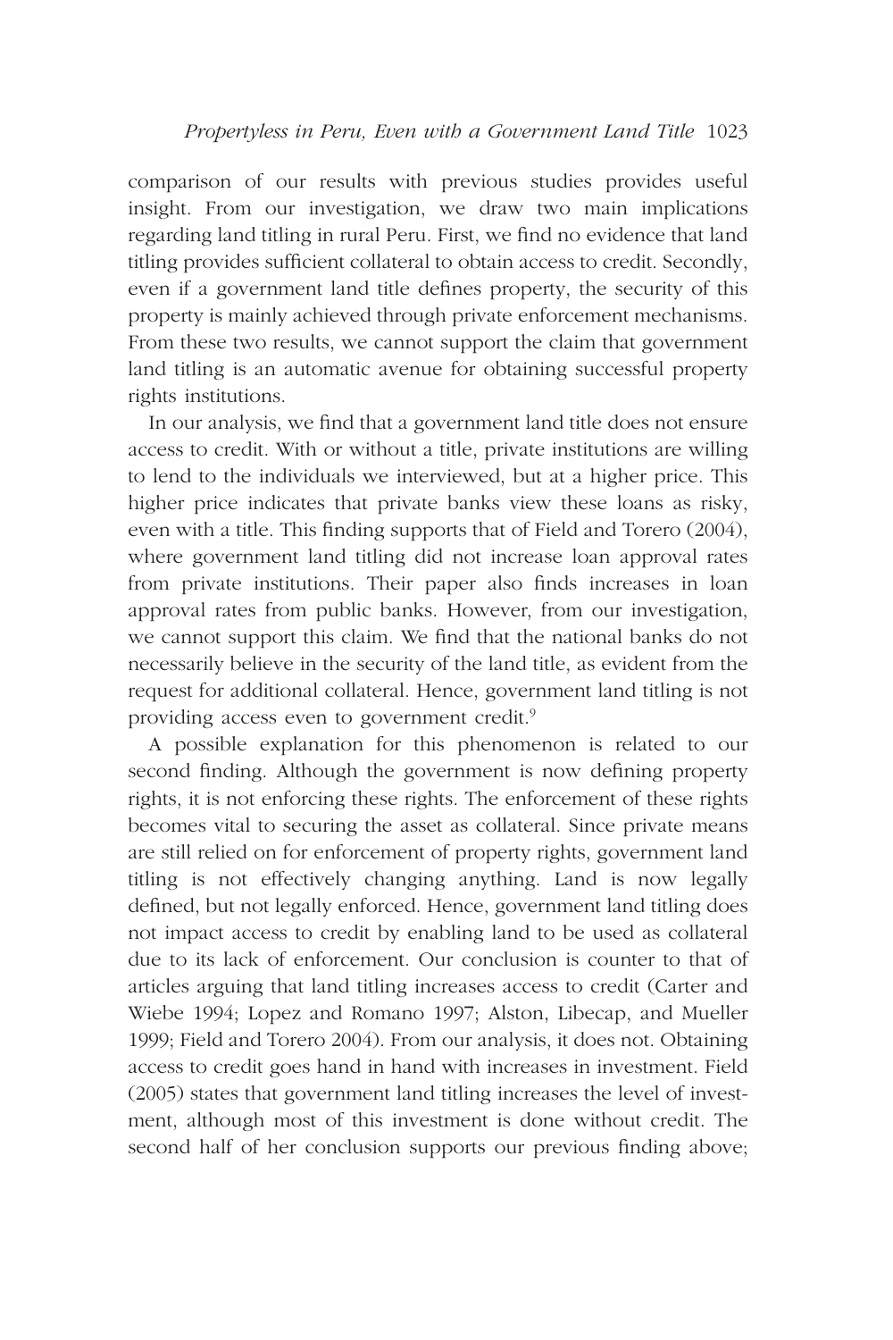comparison of our results with previous studies provides useful insight. From our investigation, we draw two main implications regarding land titling in rural Peru. First, we find no evidence that land titling provides sufficient collateral to obtain access to credit. Secondly, even if a government land title defines property, the security of this property is mainly achieved through private enforcement mechanisms. From these two results, we cannot support the claim that government land titling is an automatic avenue for obtaining successful property rights institutions.

In our analysis, we find that a government land title does not ensure access to credit. With or without a title, private institutions are willing to lend to the individuals we interviewed, but at a higher price. This higher price indicates that private banks view these loans as risky, even with a title. This finding supports that of Field and Torero (2004), where government land titling did not increase loan approval rates from private institutions. Their paper also finds increases in loan approval rates from public banks. However, from our investigation, we cannot support this claim. We find that the national banks do not necessarily believe in the security of the land title, as evident from the request for additional collateral. Hence, government land titling is not providing access even to government credit.[9]

A possible explanation for this phenomenon is related to our second finding. Although the government is now defining property rights, it is not enforcing these rights. The enforcement of these rights becomes vital to securing the asset as collateral. Since private means are still relied on for enforcement of property rights, government land titling is not effectively changing anything. Land is now legally defined, but not legally enforced. Hence, government land titling does not impact access to credit by enabling land to be used as collateral due to its lack of enforcement. Our conclusion is counter to that of articles arguing that land titling increases access to credit (Carter and Wiebe 1994; Lopez and Romano 1997; Alston, Libecap, and Mueller 1999; Field and Torero 2004). From our analysis, it does not. Obtaining access to credit goes hand in hand with increases in investment. Field (2005) states that government land titling increases the level of investment, although most of this investment is done without credit. The second half of her conclusion supports our previous finding above;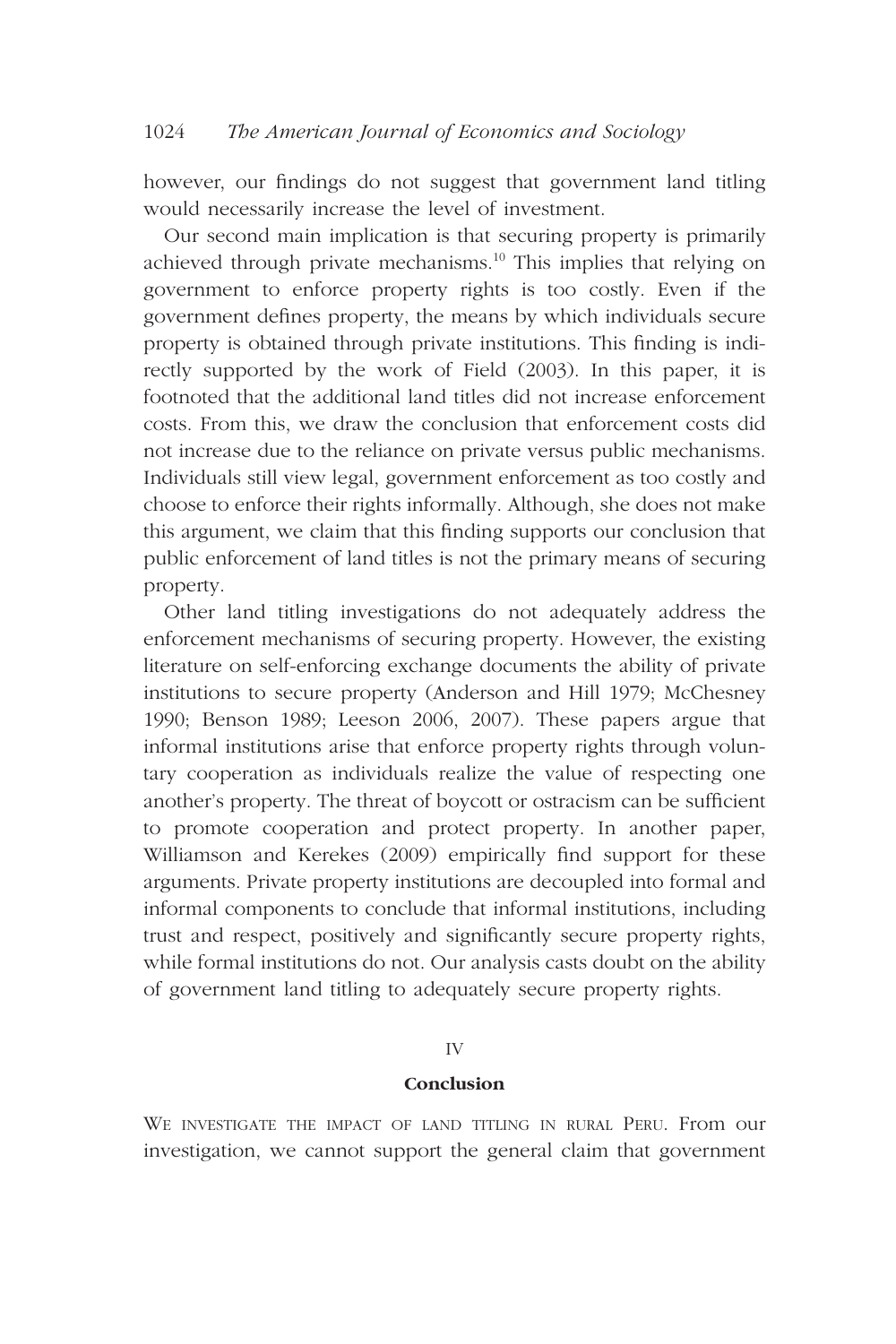however, our findings do not suggest that government land titling would necessarily increase the level of investment.

Our second main implication is that securing property is primarily achieved through private mechanisms.[10] This implies that relying on government to enforce property rights is too costly. Even if the government defines property, the means by which individuals secure property is obtained through private institutions. This finding is indirectly supported by the work of Field (2003). In this paper, it is footnoted that the additional land titles did not increase enforcement costs. From this, we draw the conclusion that enforcement costs did not increase due to the reliance on private versus public mechanisms. Individuals still view legal, government enforcement as too costly and choose to enforce their rights informally. Although, she does not make this argument, we claim that this finding supports our conclusion that public enforcement of land titles is not the primary means of securing property.

Other land titling investigations do not adequately address the enforcement mechanisms of securing property. However, the existing literature on self-enforcing exchange documents the ability of private institutions to secure property (Anderson and Hill 1979; McChesney 1990; Benson 1989; Leeson 2006, 2007). These papers argue that informal institutions arise that enforce property rights through voluntary cooperation as individuals realize the value of respecting one another's property. The threat of boycott or ostracism can be sufficient to promote cooperation and protect property. In another paper, Williamson and Kerekes (2009) empirically find support for these arguments. Private property institutions are decoupled into formal and informal components to conclude that informal institutions, including trust and respect, positively and significantly secure property rights, while formal institutions do not. Our analysis casts doubt on the ability of government land titling to adequately secure property rights.

## IV

## Conclusion

We investigate the impact of land titling in rural Peru. From our investigation, we cannot support the general claim that government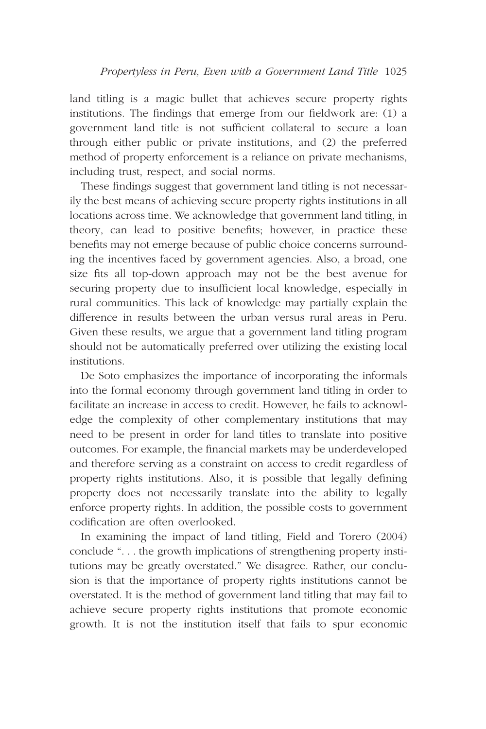land titling is a magic bullet that achieves secure property rights institutions. The findings that emerge from our fieldwork are: (1) a government land title is not sufficient collateral to secure a loan through either public or private institutions, and (2) the preferred method of property enforcement is a reliance on private mechanisms, including trust, respect, and social norms.

These findings suggest that government land titling is not necessarily the best means of achieving secure property rights institutions in all locations across time. We acknowledge that government land titling, in theory, can lead to positive benefits; however, in practice these benefits may not emerge because of public choice concerns surrounding the incentives faced by government agencies. Also, a broad, one size fits all top-down approach may not be the best avenue for securing property due to insufficient local knowledge, especially in rural communities. This lack of knowledge may partially explain the difference in results between the urban versus rural areas in Peru. Given these results, we argue that a government land titling program should not be automatically preferred over utilizing the existing local institutions.

De Soto emphasizes the importance of incorporating the informals into the formal economy through government land titling in order to facilitate an increase in access to credit. However, he fails to acknowledge the complexity of other complementary institutions that may need to be present in order for land titles to translate into positive outcomes. For example, the financial markets may be underdeveloped and therefore serving as a constraint on access to credit regardless of property rights institutions. Also, it is possible that legally defining property does not necessarily translate into the ability to legally enforce property rights. In addition, the possible costs to government codification are often overlooked.

In examining the impact of land titling, Field and Torero (2004) conclude ". . . the growth implications of strengthening property institutions may be greatly overstated." We disagree. Rather, our conclusion is that the importance of property rights institutions cannot be overstated. It is the method of government land titling that may fail to achieve secure property rights institutions that promote economic growth. It is not the institution itself that fails to spur economic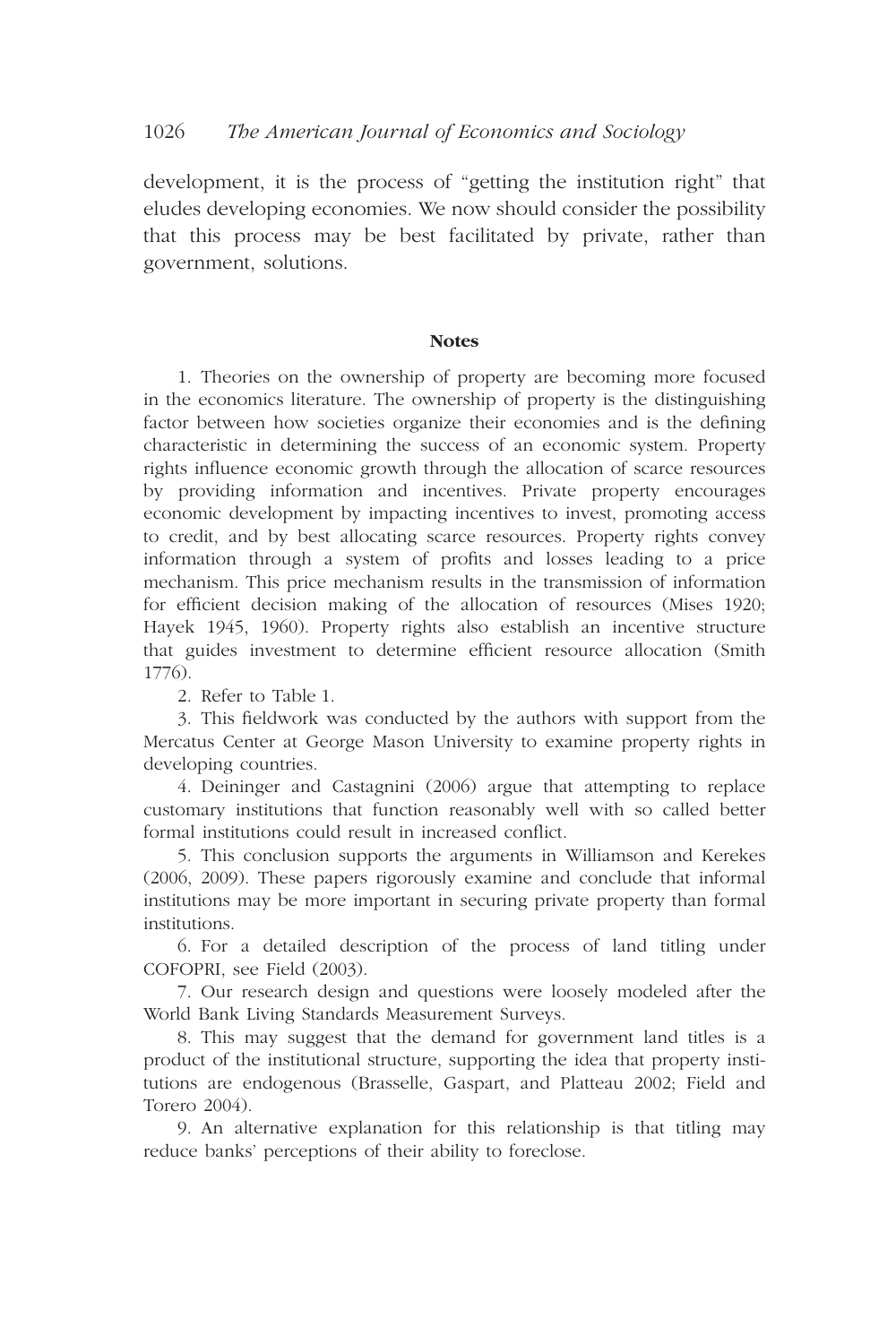development, it is the process of "getting the institution right" that eludes developing economies. We now should consider the possibility that this process may be best facilitated by private, rather than government, solutions.

## Notes

1. Theories on the ownership of property are becoming more focused in the economics literature. The ownership of property is the distinguishing factor between how societies organize their economies and is the defining characteristic in determining the success of an economic system. Property rights influence economic growth through the allocation of scarce resources by providing information and incentives. Private property encourages economic development by impacting incentives to invest, promoting access to credit, and by best allocating scarce resources. Property rights convey information through a system of profits and losses leading to a price mechanism. This price mechanism results in the transmission of information for efficient decision making of the allocation of resources (Mises 1920; Hayek 1945, 1960). Property rights also establish an incentive structure that guides investment to determine efficient resource allocation (Smith 1776).

2. Refer to Table 1.

3. This fieldwork was conducted by the authors with support from the Mercatus Center at George Mason University to examine property rights in developing countries.

4. Deininger and Castagnini (2006) argue that attempting to replace customary institutions that function reasonably well with so called better formal institutions could result in increased conflict.

5. This conclusion supports the arguments in Williamson and Kerekes (2006, 2009). These papers rigorously examine and conclude that informal institutions may be more important in securing private property than formal institutions.

6. For a detailed description of the process of land titling under COFOPRI, see Field (2003).

7. Our research design and questions were loosely modeled after the World Bank Living Standards Measurement Surveys.

8. This may suggest that the demand for government land titles is a product of the institutional structure, supporting the idea that property institutions are endogenous (Brasselle, Gaspart, and Platteau 2002; Field and Torero 2004).

9. An alternative explanation for this relationship is that titling may reduce banks' perceptions of their ability to foreclose.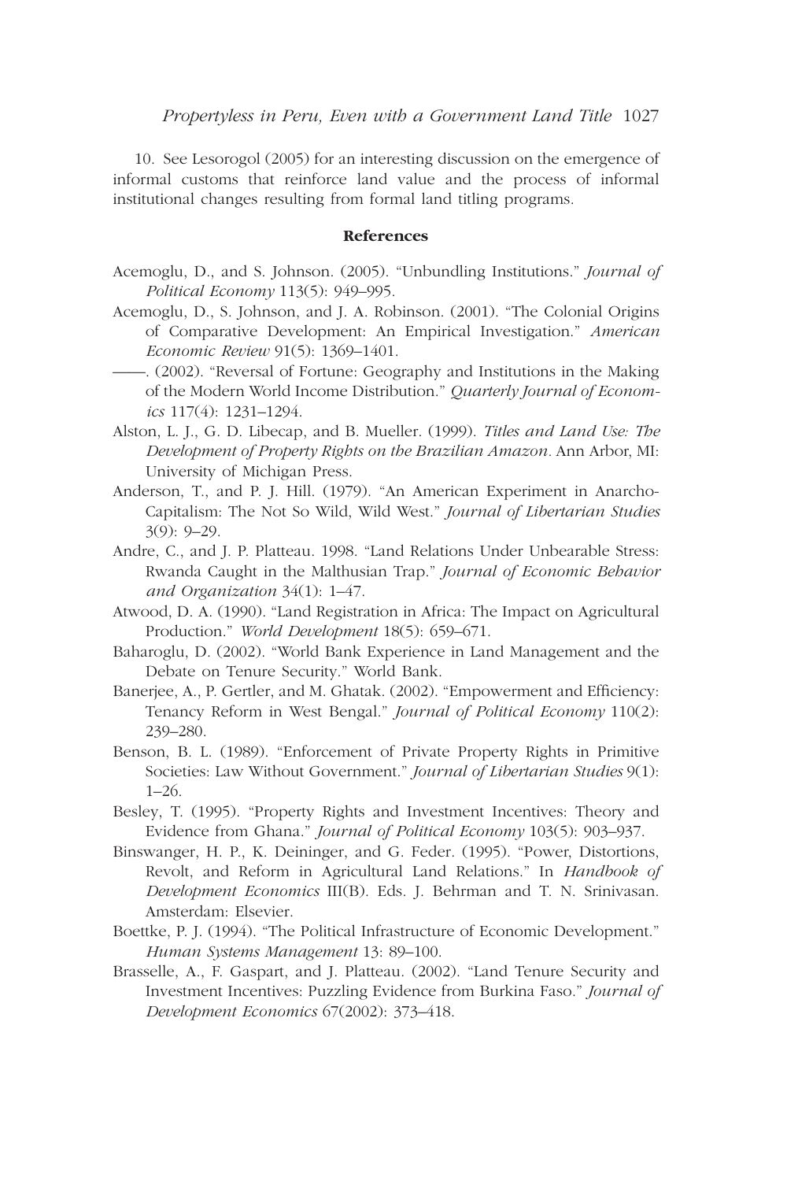10. See Lesorogol (2005) for an interesting discussion on the emergence of informal customs that reinforce land value and the process of informal institutional changes resulting from formal land titling programs.

## References

Acemoglu, D., and S. Johnson. (2005). "Unbundling Institutions." *Journal of Political Economy* 113(5): 949–995.

Acemoglu, D., S. Johnson, and J. A. Robinson. (2001). "The Colonial Origins of Comparative Development: An Empirical Investigation." *American Economic Review* 91(5): 1369–1401.

——. (2002). "Reversal of Fortune: Geography and Institutions in the Making of the Modern World Income Distribution." *Quarterly Journal of Economics* 117(4): 1231–1294.

Alston, L. J., G. D. Libecap, and B. Mueller. (1999). *Titles and Land Use: The Development of Property Rights on the Brazilian Amazon*. Ann Arbor, MI: University of Michigan Press.

Anderson, T., and P. J. Hill. (1979). "An American Experiment in Anarcho-Capitalism: The Not So Wild, Wild West." *Journal of Libertarian Studies* 3(9): 9–29.

Andre, C., and J. P. Platteau. 1998. "Land Relations Under Unbearable Stress: Rwanda Caught in the Malthusian Trap." *Journal of Economic Behavior and Organization* 34(1): 1–47.

Atwood, D. A. (1990). "Land Registration in Africa: The Impact on Agricultural Production." *World Development* 18(5): 659–671.

Baharoglu, D. (2002). "World Bank Experience in Land Management and the Debate on Tenure Security." World Bank.

Banerjee, A., P. Gertler, and M. Ghatak. (2002). "Empowerment and Efficiency: Tenancy Reform in West Bengal." *Journal of Political Economy* 110(2): 239–280.

Benson, B. L. (1989). "Enforcement of Private Property Rights in Primitive Societies: Law Without Government." *Journal of Libertarian Studies* 9(1): 1–26.

Besley, T. (1995). "Property Rights and Investment Incentives: Theory and Evidence from Ghana." *Journal of Political Economy* 103(5): 903–937.

Binswanger, H. P., K. Deininger, and G. Feder. (1995). "Power, Distortions, Revolt, and Reform in Agricultural Land Relations." In *Handbook of Development Economics* III(B). Eds. J. Behrman and T. N. Srinivasan. Amsterdam: Elsevier.

Boettke, P. J. (1994). "The Political Infrastructure of Economic Development." *Human Systems Management* 13: 89–100.

Brasselle, A., F. Gaspart, and J. Platteau. (2002). "Land Tenure Security and Investment Incentives: Puzzling Evidence from Burkina Faso." *Journal of Development Economics* 67(2002): 373–418.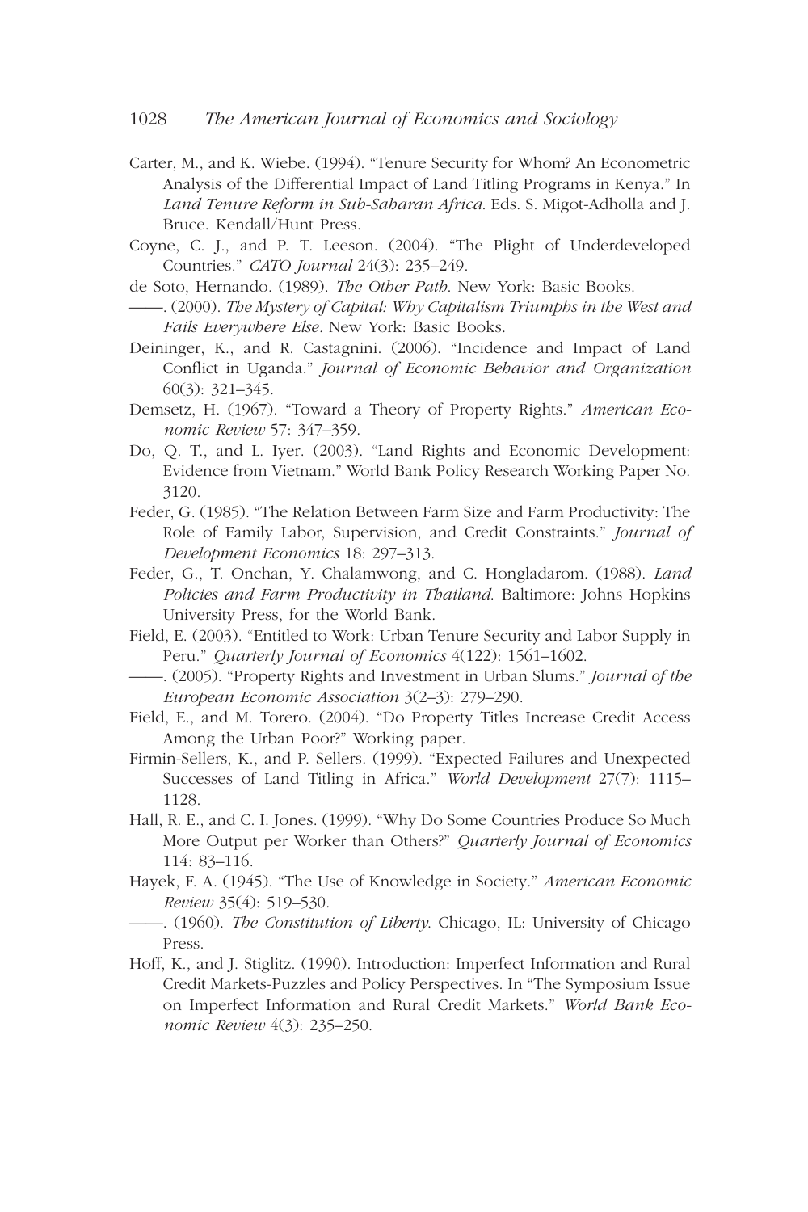Carter, M., and K. Wiebe. (1994). "Tenure Security for Whom? An Econometric Analysis of the Differential Impact of Land Titling Programs in Kenya." In *Land Tenure Reform in Sub-Saharan Africa*. Eds. S. Migot-Adholla and J. Bruce. Kendall/Hunt Press.

Coyne, C. J., and P. T. Leeson. (2004). "The Plight of Underdeveloped Countries." *CATO Journal* 24(3): 235–249.

de Soto, Hernando. (1989). *The Other Path*. New York: Basic Books.

——. (2000). *The Mystery of Capital: Why Capitalism Triumphs in the West and Fails Everywhere Else*. New York: Basic Books.

Deininger, K., and R. Castagnini. (2006). "Incidence and Impact of Land Conflict in Uganda." *Journal of Economic Behavior and Organization* 60(3): 321–345.

Demsetz, H. (1967). "Toward a Theory of Property Rights." *American Economic Review* 57: 347–359.

Do, Q. T., and L. Iyer. (2003). "Land Rights and Economic Development: Evidence from Vietnam." World Bank Policy Research Working Paper No. 3120.

Feder, G. (1985). "The Relation Between Farm Size and Farm Productivity: The Role of Family Labor, Supervision, and Credit Constraints." *Journal of Development Economics* 18: 297–313.

Feder, G., T. Onchan, Y. Chalamwong, and C. Hongladarom. (1988). *Land Policies and Farm Productivity in Thailand*. Baltimore: Johns Hopkins University Press, for the World Bank.

Field, E. (2003). "Entitled to Work: Urban Tenure Security and Labor Supply in Peru." *Quarterly Journal of Economics* 4(122): 1561–1602.

——. (2005). "Property Rights and Investment in Urban Slums." *Journal of the European Economic Association* 3(2–3): 279–290.

Field, E., and M. Torero. (2004). "Do Property Titles Increase Credit Access Among the Urban Poor?" Working paper.

Firmin-Sellers, K., and P. Sellers. (1999). "Expected Failures and Unexpected Successes of Land Titling in Africa." *World Development* 27(7): 1115–1128.

Hall, R. E., and C. I. Jones. (1999). "Why Do Some Countries Produce So Much More Output per Worker than Others?" *Quarterly Journal of Economics* 114: 83–116.

Hayek, F. A. (1945). "The Use of Knowledge in Society." *American Economic Review* 35(4): 519–530.

——. (1960). *The Constitution of Liberty*. Chicago, IL: University of Chicago Press.

Hoff, K., and J. Stiglitz. (1990). Introduction: Imperfect Information and Rural Credit Markets-Puzzles and Policy Perspectives. In "The Symposium Issue on Imperfect Information and Rural Credit Markets." *World Bank Economic Review* 4(3): 235–250.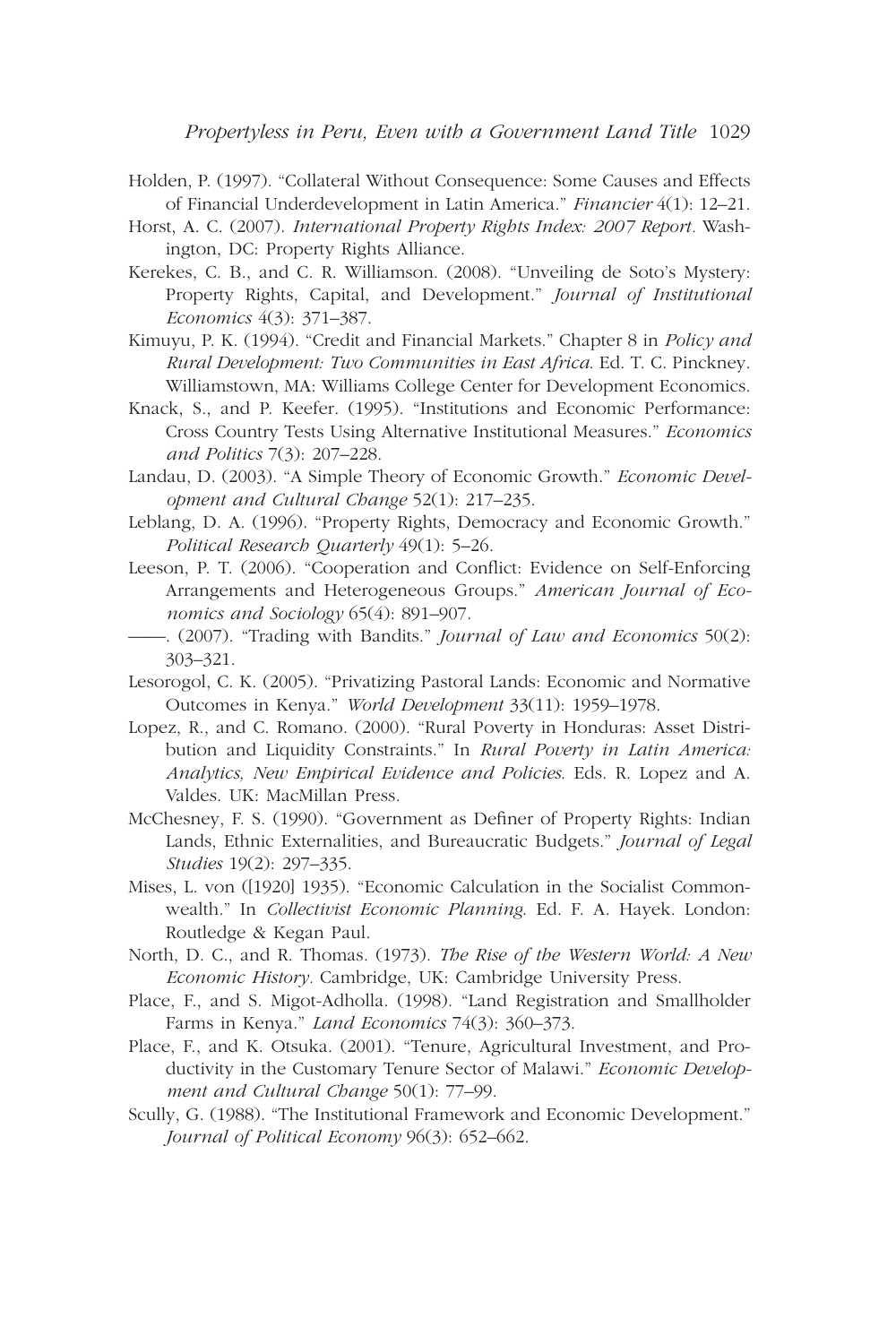Holden, P. (1997). "Collateral Without Consequence: Some Causes and Effects of Financial Underdevelopment in Latin America." *Financier* 4(1): 12–21.

Horst, A. C. (2007). *International Property Rights Index: 2007 Report.* Washington, DC: Property Rights Alliance.

Kerekes, C. B., and C. R. Williamson. (2008). "Unveiling de Soto's Mystery: Property Rights, Capital, and Development." *Journal of Institutional Economics* 4(3): 371–387.

Kimuyu, P. K. (1994). "Credit and Financial Markets." Chapter 8 in *Policy and Rural Development: Two Communities in East Africa.* Ed. T. C. Pinckney. Williamstown, MA: Williams College Center for Development Economics.

Knack, S., and P. Keefer. (1995). "Institutions and Economic Performance: Cross Country Tests Using Alternative Institutional Measures." *Economics and Politics* 7(3): 207–228.

Landau, D. (2003). "A Simple Theory of Economic Growth." *Economic Development and Cultural Change* 52(1): 217–235.

Leblang, D. A. (1996). "Property Rights, Democracy and Economic Growth." *Political Research Quarterly* 49(1): 5–26.

Leeson, P. T. (2006). "Cooperation and Conflict: Evidence on Self-Enforcing Arrangements and Heterogeneous Groups." *American Journal of Economics and Sociology* 65(4): 891–907.

——. (2007). "Trading with Bandits." *Journal of Law and Economics* 50(2): 303–321.

Lesorogol, C. K. (2005). "Privatizing Pastoral Lands: Economic and Normative Outcomes in Kenya." *World Development* 33(11): 1959–1978.

Lopez, R., and C. Romano. (2000). "Rural Poverty in Honduras: Asset Distribution and Liquidity Constraints." In *Rural Poverty in Latin America: Analytics, New Empirical Evidence and Policies.* Eds. R. Lopez and A. Valdes. UK: MacMillan Press.

McChesney, F. S. (1990). "Government as Definer of Property Rights: Indian Lands, Ethnic Externalities, and Bureaucratic Budgets." *Journal of Legal Studies* 19(2): 297–335.

Mises, L. von ([1920] 1935). "Economic Calculation in the Socialist Commonwealth." In *Collectivist Economic Planning.* Ed. F. A. Hayek. London: Routledge & Kegan Paul.

North, D. C., and R. Thomas. (1973). *The Rise of the Western World: A New Economic History.* Cambridge, UK: Cambridge University Press.

Place, F., and S. Migot-Adholla. (1998). "Land Registration and Smallholder Farms in Kenya." *Land Economics* 74(3): 360–373.

Place, F., and K. Otsuka. (2001). "Tenure, Agricultural Investment, and Productivity in the Customary Tenure Sector of Malawi." *Economic Development and Cultural Change* 50(1): 77–99.

Scully, G. (1988). "The Institutional Framework and Economic Development." *Journal of Political Economy* 96(3): 652–662.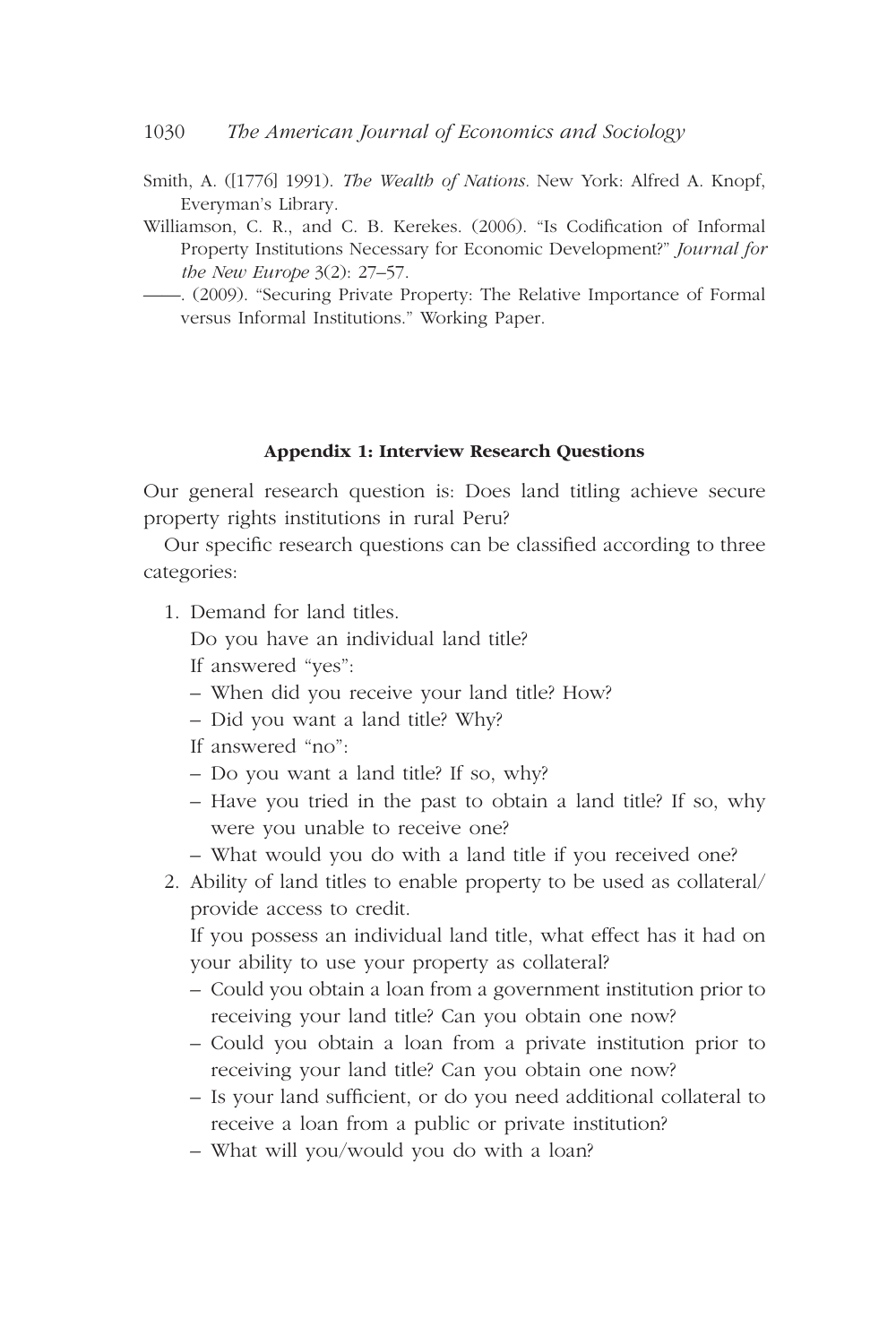Smith, A. ([1776] 1991). *The Wealth of Nations*. New York: Alfred A. Knopf, Everyman's Library.

Williamson, C. R., and C. B. Kerekes. (2006). "Is Codification of Informal Property Institutions Necessary for Economic Development?" *Journal for the New Europe* 3(2): 27–57.

——. (2009). "Securing Private Property: The Relative Importance of Formal versus Informal Institutions." Working Paper.

## Appendix 1: Interview Research Questions

Our general research question is: Does land titling achieve secure property rights institutions in rural Peru?

Our specific research questions can be classified according to three categories:

1. Demand for land titles.

   Do you have an individual land title?

   If answered "yes":

   – When did you receive your land title? How?

   – Did you want a land title? Why?

   If answered "no":

   – Do you want a land title? If so, why?

   – Have you tried in the past to obtain a land title? If so, why were you unable to receive one?

   – What would you do with a land title if you received one?

2. Ability of land titles to enable property to be used as collateral/ provide access to credit.

   If you possess an individual land title, what effect has it had on your ability to use your property as collateral?

   – Could you obtain a loan from a government institution prior to receiving your land title? Can you obtain one now?

   – Could you obtain a loan from a private institution prior to receiving your land title? Can you obtain one now?

   – Is your land sufficient, or do you need additional collateral to receive a loan from a public or private institution?

   – What will you/would you do with a loan?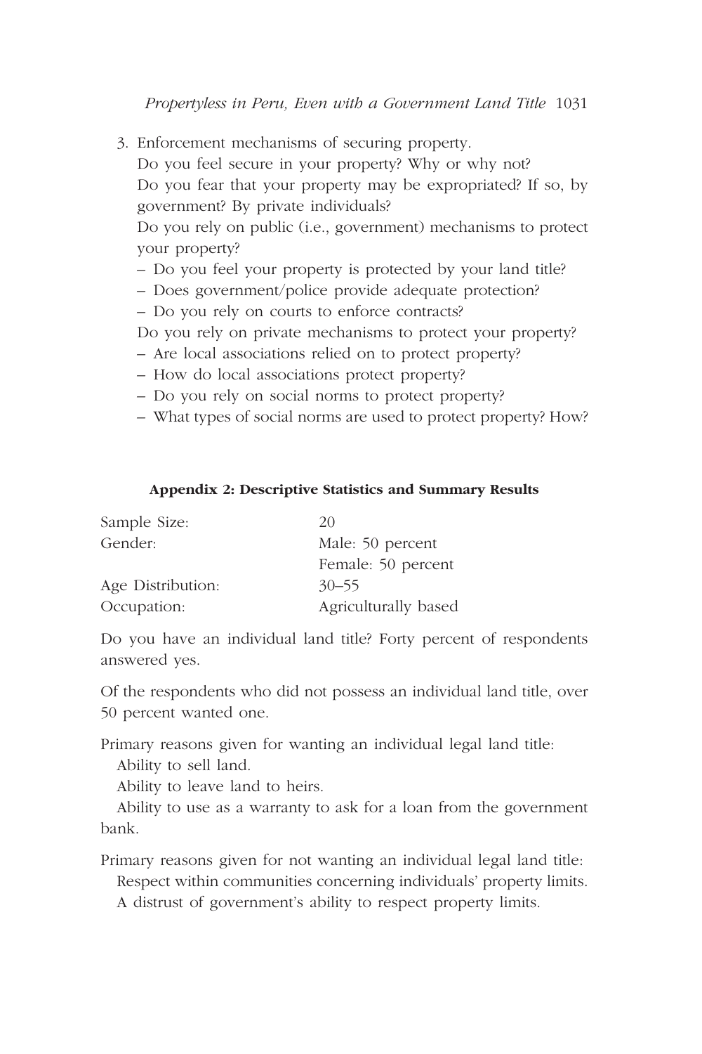3. Enforcement mechanisms of securing property.

   Do you feel secure in your property? Why or why not?

   Do you fear that your property may be expropriated? If so, by government? By private individuals?

   Do you rely on public (i.e., government) mechanisms to protect your property?

   – Do you feel your property is protected by your land title?

   – Does government/police provide adequate protection?

   – Do you rely on courts to enforce contracts?

   Do you rely on private mechanisms to protect your property?

   – Are local associations relied on to protect property?

   – How do local associations protect property?

   – Do you rely on social norms to protect property?

   – What types of social norms are used to protect property? How?

## Appendix 2: Descriptive Statistics and Summary Results

| | |
|---|---|
| Sample Size: | 20 |
| Gender: | Male: 50 percent |
| | Female: 50 percent |
| Age Distribution: | 30–55 |
| Occupation: | Agriculturally based |

Do you have an individual land title? Forty percent of respondents answered yes.

Of the respondents who did not possess an individual land title, over 50 percent wanted one.

Primary reasons given for wanting an individual legal land title:

Ability to sell land.

Ability to leave land to heirs.

Ability to use as a warranty to ask for a loan from the government bank.

Primary reasons given for not wanting an individual legal land title:

Respect within communities concerning individuals' property limits.

A distrust of government's ability to respect property limits.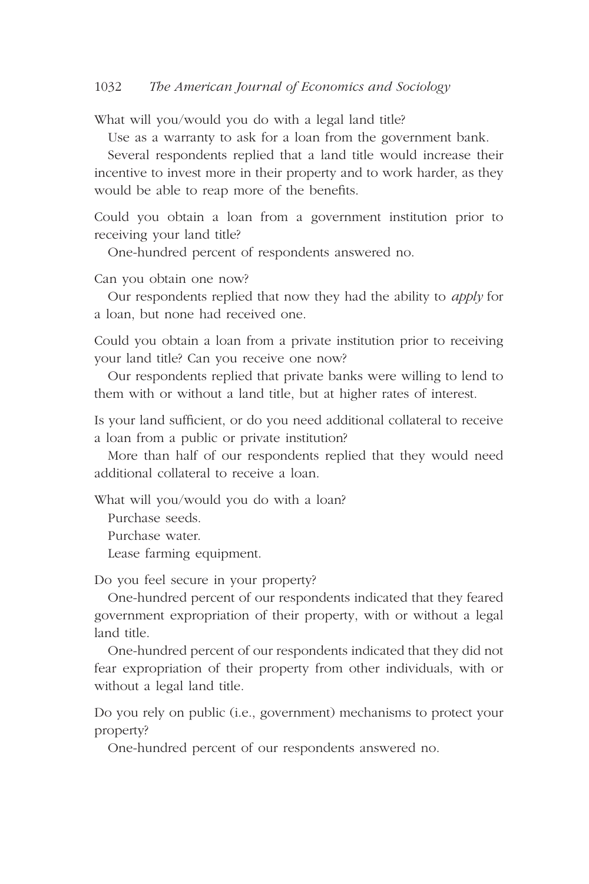What will you/would you do with a legal land title?

Use as a warranty to ask for a loan from the government bank.

Several respondents replied that a land title would increase their incentive to invest more in their property and to work harder, as they would be able to reap more of the benefits.

Could you obtain a loan from a government institution prior to receiving your land title?

One-hundred percent of respondents answered no.

Can you obtain one now?

Our respondents replied that now they had the ability to *apply* for a loan, but none had received one.

Could you obtain a loan from a private institution prior to receiving your land title? Can you receive one now?

Our respondents replied that private banks were willing to lend to them with or without a land title, but at higher rates of interest.

Is your land sufficient, or do you need additional collateral to receive a loan from a public or private institution?

More than half of our respondents replied that they would need additional collateral to receive a loan.

What will you/would you do with a loan?

Purchase seeds.

Purchase water.

Lease farming equipment.

Do you feel secure in your property?

One-hundred percent of our respondents indicated that they feared government expropriation of their property, with or without a legal land title.

One-hundred percent of our respondents indicated that they did not fear expropriation of their property from other individuals, with or without a legal land title.

Do you rely on public (i.e., government) mechanisms to protect your property?

One-hundred percent of our respondents answered no.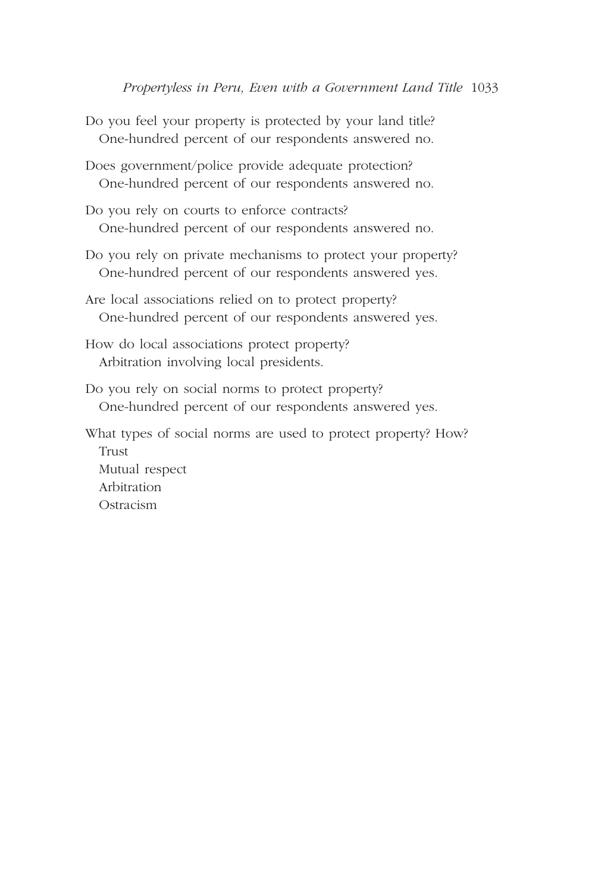Do you feel your property is protected by your land title?
One-hundred percent of our respondents answered no.

Does government/police provide adequate protection?
One-hundred percent of our respondents answered no.

Do you rely on courts to enforce contracts?
One-hundred percent of our respondents answered no.

Do you rely on private mechanisms to protect your property?
One-hundred percent of our respondents answered yes.

Are local associations relied on to protect property?
One-hundred percent of our respondents answered yes.

How do local associations protect property?
Arbitration involving local presidents.

Do you rely on social norms to protect property?
One-hundred percent of our respondents answered yes.

What types of social norms are used to protect property? How?
Trust
Mutual respect
Arbitration
Ostracism